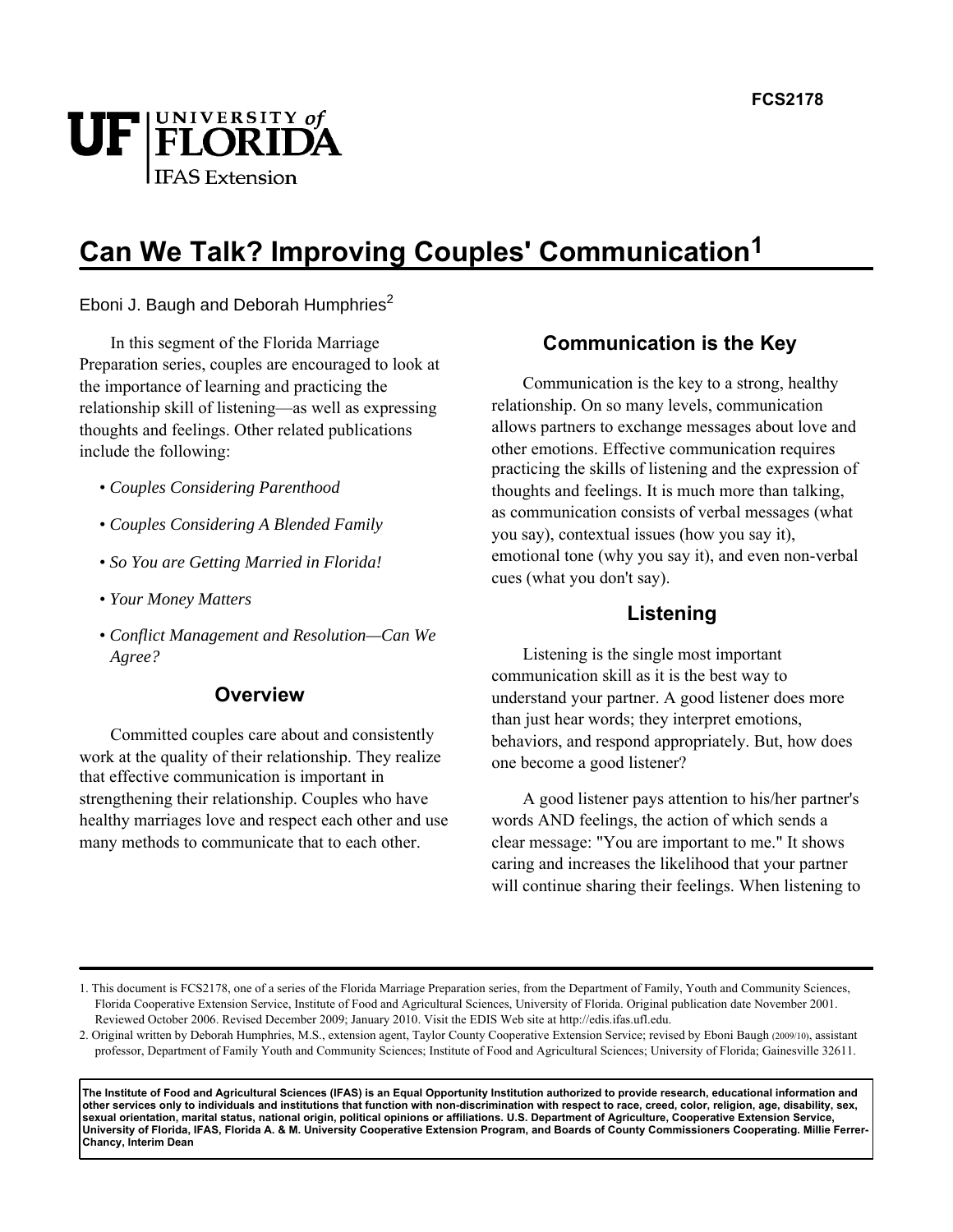FCS2178

# Can We Talk? Improving Couples' Communication[1]

Eboni J. Baugh and Deborah Humphries[2]

In this segment of the Florida Marriage Preparation series, couples are encouraged to look at the importance of learning and practicing the relationship skill of listening—as well as expressing thoughts and feelings. Other related publications include the following:

- *Couples Considering Parenthood*
- *Couples Considering A Blended Family*
- *So You are Getting Married in Florida!*
- *Your Money Matters*
- *Conflict Management and Resolution—Can We Agree?*

## Overview

Committed couples care about and consistently work at the quality of their relationship. They realize that effective communication is important in strengthening their relationship. Couples who have healthy marriages love and respect each other and use many methods to communicate that to each other.

## Communication is the Key

Communication is the key to a strong, healthy relationship. On so many levels, communication allows partners to exchange messages about love and other emotions. Effective communication requires practicing the skills of listening and the expression of thoughts and feelings. It is much more than talking, as communication consists of verbal messages (what you say), contextual issues (how you say it), emotional tone (why you say it), and even non-verbal cues (what you don't say).

## Listening

Listening is the single most important communication skill as it is the best way to understand your partner. A good listener does more than just hear words; they interpret emotions, behaviors, and respond appropriately. But, how does one become a good listener?

A good listener pays attention to his/her partner's words AND feelings, the action of which sends a clear message: "You are important to me." It shows caring and increases the likelihood that your partner will continue sharing their feelings. When listening to

1. This document is FCS2178, one of a series of the Florida Marriage Preparation series, from the Department of Family, Youth and Community Sciences, Florida Cooperative Extension Service, Institute of Food and Agricultural Sciences, University of Florida. Original publication date November 2001. Reviewed October 2006. Revised December 2009; January 2010. Visit the EDIS Web site at http://edis.ifas.ufl.edu.

2. Original written by Deborah Humphries, M.S., extension agent, Taylor County Cooperative Extension Service; revised by Eboni Baugh (2009/10), assistant professor, Department of Family Youth and Community Sciences; Institute of Food and Agricultural Sciences; University of Florida; Gainesville 32611.

**The Institute of Food and Agricultural Sciences (IFAS) is an Equal Opportunity Institution authorized to provide research, educational information and other services only to individuals and institutions that function with non-discrimination with respect to race, creed, color, religion, age, disability, sex, sexual orientation, marital status, national origin, political opinions or affiliations. U.S. Department of Agriculture, Cooperative Extension Service, University of Florida, IFAS, Florida A. & M. University Cooperative Extension Program, and Boards of County Commissioners Cooperating. Millie Ferrer-Chancy, Interim Dean**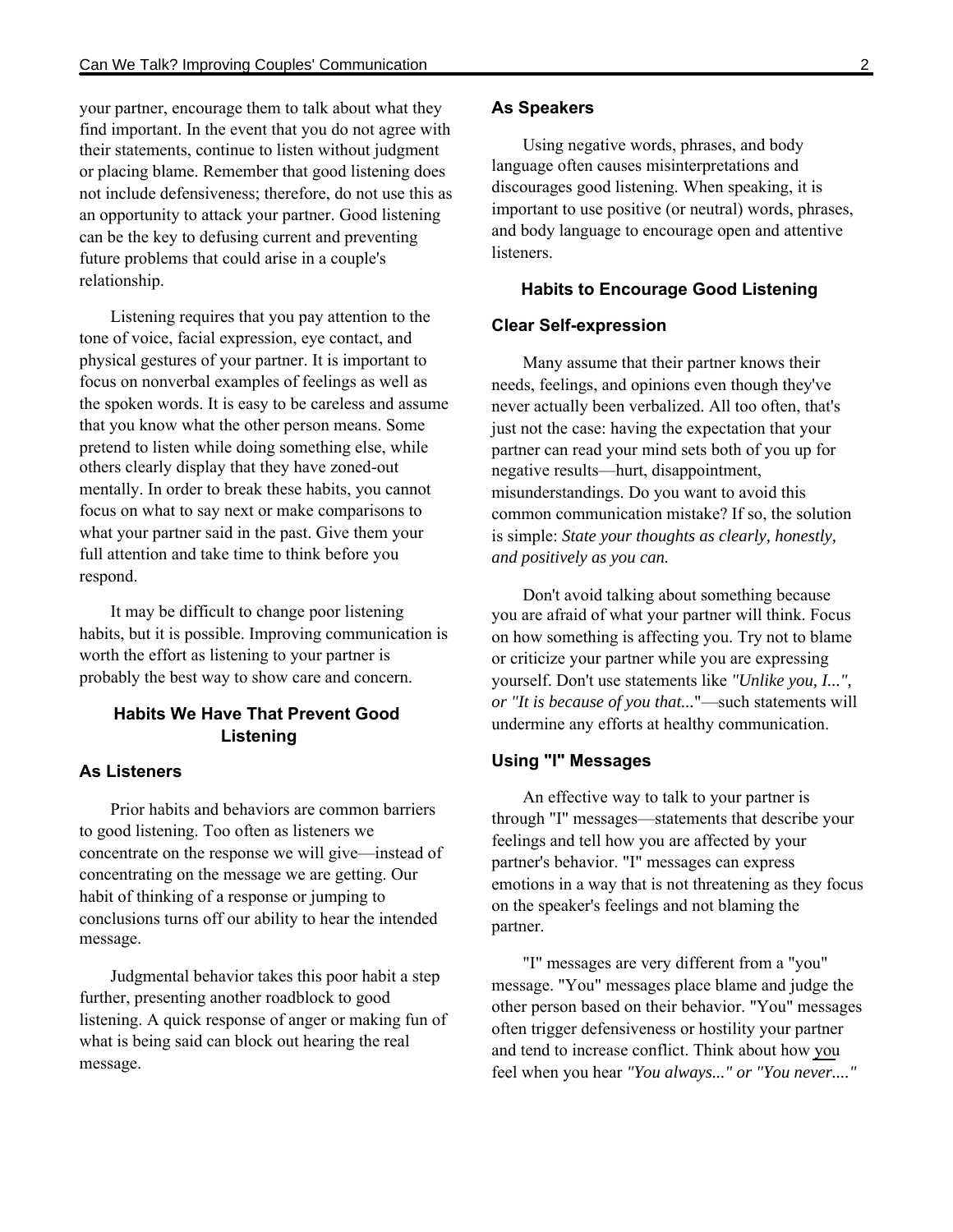your partner, encourage them to talk about what they find important. In the event that you do not agree with their statements, continue to listen without judgment or placing blame. Remember that good listening does not include defensiveness; therefore, do not use this as an opportunity to attack your partner. Good listening can be the key to defusing current and preventing future problems that could arise in a couple's relationship.

Listening requires that you pay attention to the tone of voice, facial expression, eye contact, and physical gestures of your partner. It is important to focus on nonverbal examples of feelings as well as the spoken words. It is easy to be careless and assume that you know what the other person means. Some pretend to listen while doing something else, while others clearly display that they have zoned-out mentally. In order to break these habits, you cannot focus on what to say next or make comparisons to what your partner said in the past. Give them your full attention and take time to think before you respond.

It may be difficult to change poor listening habits, but it is possible. Improving communication is worth the effort as listening to your partner is probably the best way to show care and concern.

## Habits We Have That Prevent Good Listening

### As Listeners

Prior habits and behaviors are common barriers to good listening. Too often as listeners we concentrate on the response we will give—instead of concentrating on the message we are getting. Our habit of thinking of a response or jumping to conclusions turns off our ability to hear the intended message.

Judgmental behavior takes this poor habit a step further, presenting another roadblock to good listening. A quick response of anger or making fun of what is being said can block out hearing the real message.

### As Speakers

Using negative words, phrases, and body language often causes misinterpretations and discourages good listening. When speaking, it is important to use positive (or neutral) words, phrases, and body language to encourage open and attentive listeners.

## Habits to Encourage Good Listening

### Clear Self-expression

Many assume that their partner knows their needs, feelings, and opinions even though they've never actually been verbalized. All too often, that's just not the case: having the expectation that your partner can read your mind sets both of you up for negative results—hurt, disappointment, misunderstandings. Do you want to avoid this common communication mistake? If so, the solution is simple: *State your thoughts as clearly, honestly, and positively as you can.*

Don't avoid talking about something because you are afraid of what your partner will think. Focus on how something is affecting you. Try not to blame or criticize your partner while you are expressing yourself. Don't use statements like *"Unlike you, I...", or "It is because of you that..."*—such statements will undermine any efforts at healthy communication.

### Using "I" Messages

An effective way to talk to your partner is through "I" messages—statements that describe your feelings and tell how you are affected by your partner's behavior. "I" messages can express emotions in a way that is not threatening as they focus on the speaker's feelings and not blaming the partner.

"I" messages are very different from a "you" message. "You" messages place blame and judge the other person based on their behavior. "You" messages often trigger defensiveness or hostility your partner and tend to increase conflict. Think about how you feel when you hear *"You always..." or "You never...."*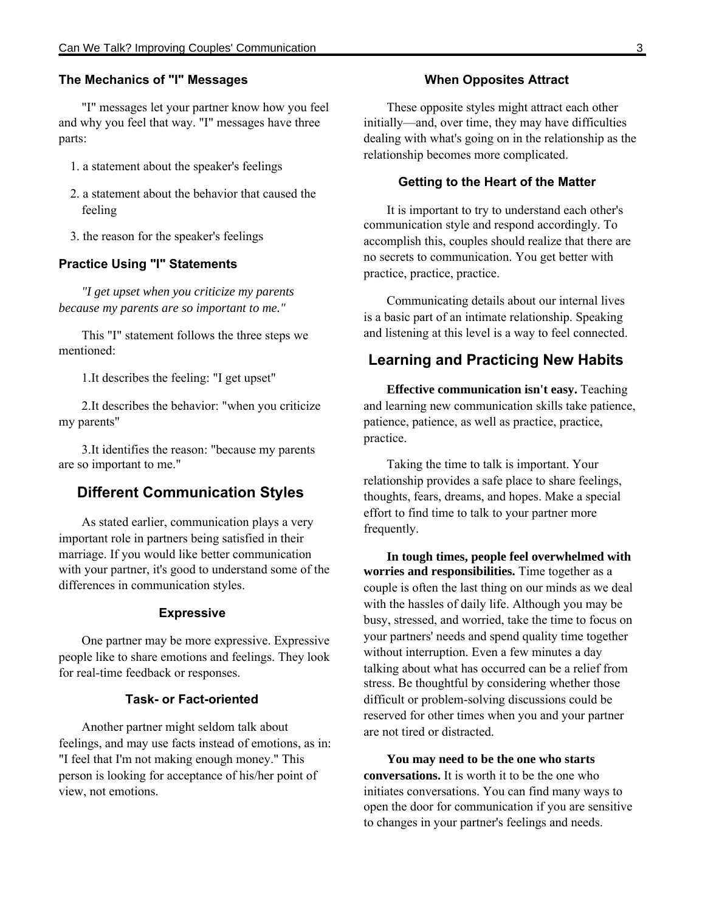### The Mechanics of "I" Messages

"I" messages let your partner know how you feel and why you feel that way. "I" messages have three parts:

1. a statement about the speaker's feelings
2. a statement about the behavior that caused the feeling
3. the reason for the speaker's feelings

### Practice Using "I" Statements

*"I get upset when you criticize my parents because my parents are so important to me."*

This "I" statement follows the three steps we mentioned:

1.It describes the feeling: "I get upset"

2.It describes the behavior: "when you criticize my parents"

3.It identifies the reason: "because my parents are so important to me."

## Different Communication Styles

As stated earlier, communication plays a very important role in partners being satisfied in their marriage. If you would like better communication with your partner, it's good to understand some of the differences in communication styles.

### Expressive

One partner may be more expressive. Expressive people like to share emotions and feelings. They look for real-time feedback or responses.

### Task- or Fact-oriented

Another partner might seldom talk about feelings, and may use facts instead of emotions, as in: "I feel that I'm not making enough money." This person is looking for acceptance of his/her point of view, not emotions.

### When Opposites Attract

These opposite styles might attract each other initially—and, over time, they may have difficulties dealing with what's going on in the relationship as the relationship becomes more complicated.

### Getting to the Heart of the Matter

It is important to try to understand each other's communication style and respond accordingly. To accomplish this, couples should realize that there are no secrets to communication. You get better with practice, practice, practice.

Communicating details about our internal lives is a basic part of an intimate relationship. Speaking and listening at this level is a way to feel connected.

## Learning and Practicing New Habits

**Effective communication isn't easy.** Teaching and learning new communication skills take patience, patience, patience, as well as practice, practice, practice.

Taking the time to talk is important. Your relationship provides a safe place to share feelings, thoughts, fears, dreams, and hopes. Make a special effort to find time to talk to your partner more frequently.

**In tough times, people feel overwhelmed with worries and responsibilities.** Time together as a couple is often the last thing on our minds as we deal with the hassles of daily life. Although you may be busy, stressed, and worried, take the time to focus on your partners' needs and spend quality time together without interruption. Even a few minutes a day talking about what has occurred can be a relief from stress. Be thoughtful by considering whether those difficult or problem-solving discussions could be reserved for other times when you and your partner are not tired or distracted.

**You may need to be the one who starts conversations.** It is worth it to be the one who initiates conversations. You can find many ways to open the door for communication if you are sensitive to changes in your partner's feelings and needs.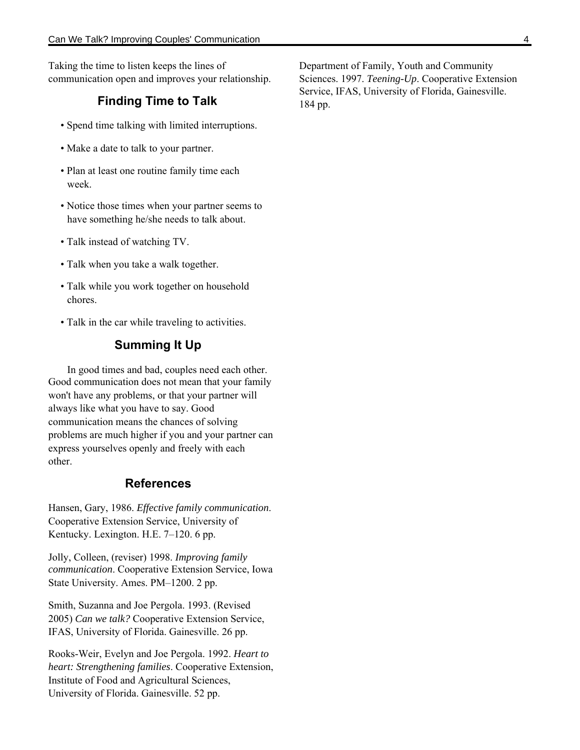Taking the time to listen keeps the lines of communication open and improves your relationship.

## Finding Time to Talk

- Spend time talking with limited interruptions.
- Make a date to talk to your partner.
- Plan at least one routine family time each week.
- Notice those times when your partner seems to have something he/she needs to talk about.
- Talk instead of watching TV.
- Talk when you take a walk together.
- Talk while you work together on household chores.
- Talk in the car while traveling to activities.

## Summing It Up

In good times and bad, couples need each other. Good communication does not mean that your family won't have any problems, or that your partner will always like what you have to say. Good communication means the chances of solving problems are much higher if you and your partner can express yourselves openly and freely with each other.

## References

Hansen, Gary, 1986. *Effective family communication*. Cooperative Extension Service, University of Kentucky. Lexington. H.E. 7–120. 6 pp.

Jolly, Colleen, (reviser) 1998. *Improving family communication*. Cooperative Extension Service, Iowa State University. Ames. PM–1200. 2 pp.

Smith, Suzanna and Joe Pergola. 1993. (Revised 2005) *Can we talk?* Cooperative Extension Service, IFAS, University of Florida. Gainesville. 26 pp.

Rooks-Weir, Evelyn and Joe Pergola. 1992. *Heart to heart: Strengthening families*. Cooperative Extension, Institute of Food and Agricultural Sciences, University of Florida. Gainesville. 52 pp.

Department of Family, Youth and Community Sciences. 1997. *Teening-Up*. Cooperative Extension Service, IFAS, University of Florida, Gainesville. 184 pp.